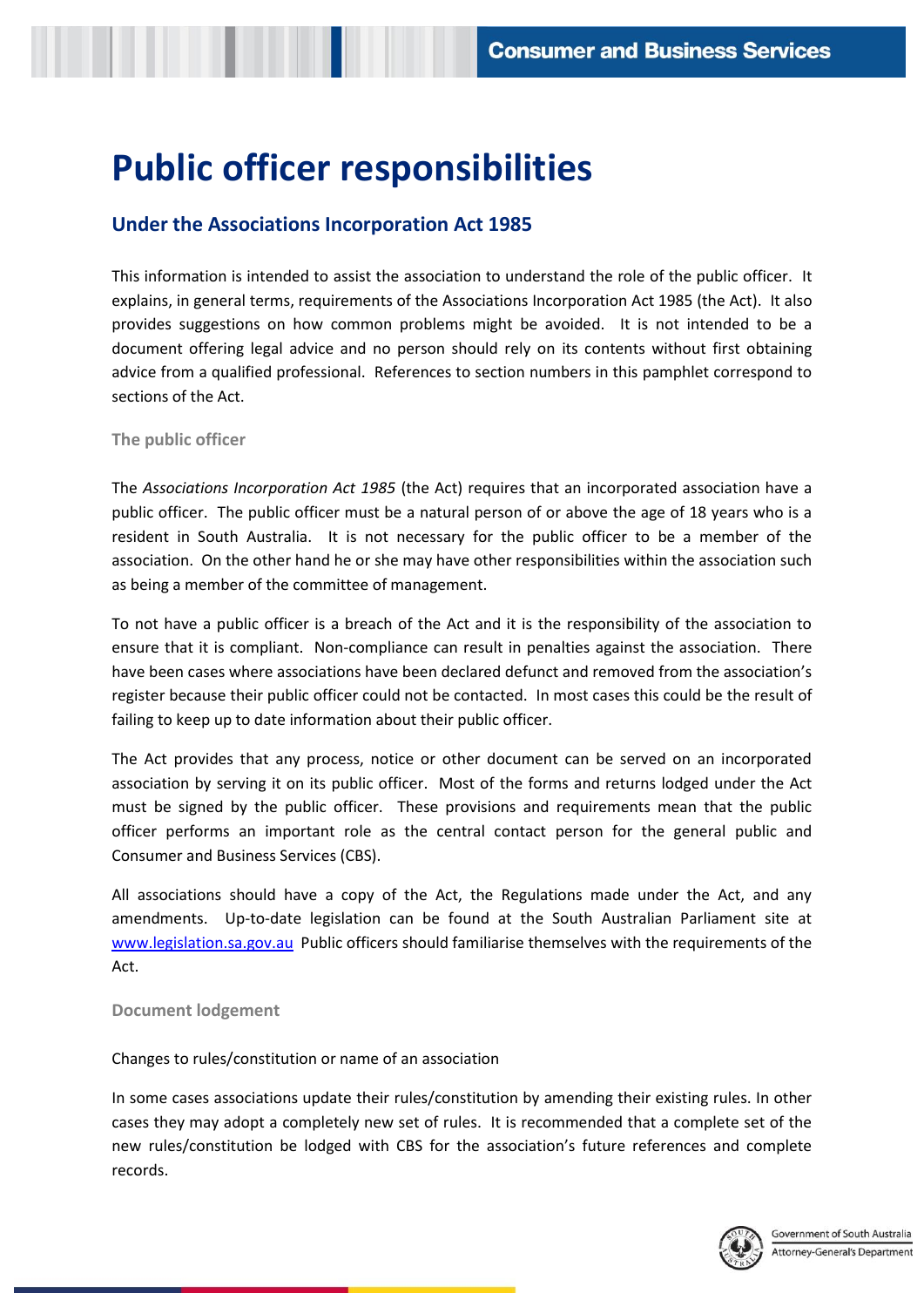# Public officer responsibilities

## Under the Associations Incorporation Act 1985

This information is intended to assist the association to understand the role of the public officer. It explains, in general terms, requirements of the Associations Incorporation Act 1985 (the Act). It also provides suggestions on how common problems might be avoided. It is not intended to be a document offering legal advice and no person should rely on its contents without first obtaining advice from a qualified professional. References to section numbers in this pamphlet correspond to sections of the Act.

### The public officer

The *Associations Incorporation Act 1985* (the Act) requires that an incorporated association have a public officer. The public officer must be a natural person of or above the age of 18 years who is a resident in South Australia. It is not necessary for the public officer to be a member of the association. On the other hand he or she may have other responsibilities within the association such as being a member of the committee of management.

To not have a public officer is a breach of the Act and it is the responsibility of the association to ensure that it is compliant. Non-compliance can result in penalties against the association. There have been cases where associations have been declared defunct and removed from the association's register because their public officer could not be contacted. In most cases this could be the result of failing to keep up to date information about their public officer.

The Act provides that any process, notice or other document can be served on an incorporated association by serving it on its public officer. Most of the forms and returns lodged under the Act must be signed by the public officer. These provisions and requirements mean that the public officer performs an important role as the central contact person for the general public and Consumer and Business Services (CBS).

All associations should have a copy of the Act, the Regulations made under the Act, and any amendments. Up-to-date legislation can be found at the South Australian Parliament site at www.legislation.sa.gov.au Public officers should familiarise themselves with the requirements of the Act.

### Document lodgement

Changes to rules/constitution or name of an association

In some cases associations update their rules/constitution by amending their existing rules. In other cases they may adopt a completely new set of rules. It is recommended that a complete set of the new rules/constitution be lodged with CBS for the association's future references and complete records.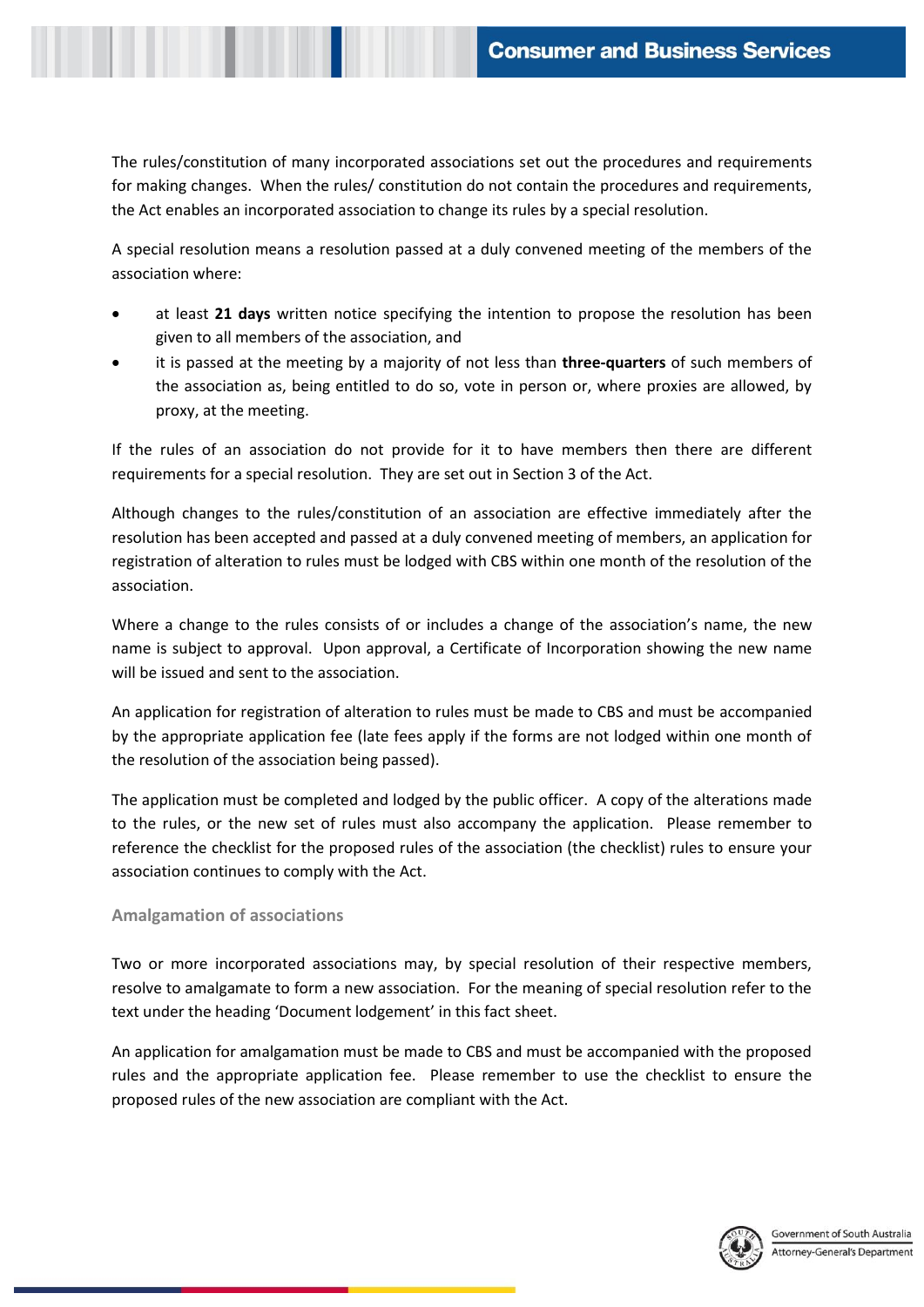The rules/constitution of many incorporated associations set out the procedures and requirements for making changes. When the rules/ constitution do not contain the procedures and requirements, the Act enables an incorporated association to change its rules by a special resolution.

A special resolution means a resolution passed at a duly convened meeting of the members of the association where:

- at least **21 days** written notice specifying the intention to propose the resolution has been given to all members of the association, and
- it is passed at the meeting by a majority of not less than **three-quarters** of such members of the association as, being entitled to do so, vote in person or, where proxies are allowed, by proxy, at the meeting.

If the rules of an association do not provide for it to have members then there are different requirements for a special resolution. They are set out in Section 3 of the Act.

Although changes to the rules/constitution of an association are effective immediately after the resolution has been accepted and passed at a duly convened meeting of members, an application for registration of alteration to rules must be lodged with CBS within one month of the resolution of the association.

Where a change to the rules consists of or includes a change of the association's name, the new name is subject to approval. Upon approval, a Certificate of Incorporation showing the new name will be issued and sent to the association.

An application for registration of alteration to rules must be made to CBS and must be accompanied by the appropriate application fee (late fees apply if the forms are not lodged within one month of the resolution of the association being passed).

The application must be completed and lodged by the public officer. A copy of the alterations made to the rules, or the new set of rules must also accompany the application. Please remember to reference the checklist for the proposed rules of the association (the checklist) rules to ensure your association continues to comply with the Act.

### Amalgamation of associations

Two or more incorporated associations may, by special resolution of their respective members, resolve to amalgamate to form a new association. For the meaning of special resolution refer to the text under the heading 'Document lodgement' in this fact sheet.

An application for amalgamation must be made to CBS and must be accompanied with the proposed rules and the appropriate application fee. Please remember to use the checklist to ensure the proposed rules of the new association are compliant with the Act.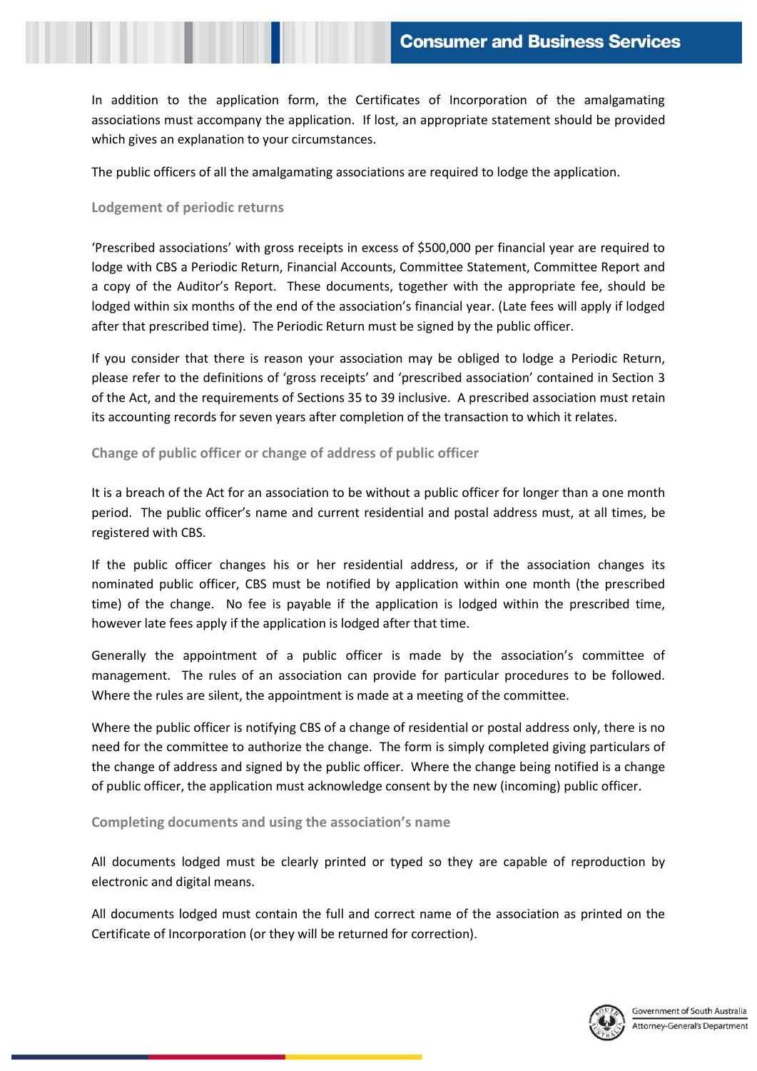In addition to the application form, the Certificates of Incorporation of the amalgamating associations must accompany the application. If lost, an appropriate statement should be provided which gives an explanation to your circumstances.

The public officers of all the amalgamating associations are required to lodge the application.

### Lodgement of periodic returns

'Prescribed associations' with gross receipts in excess of $500,000 per financial year are required to lodge with CBS a Periodic Return, Financial Accounts, Committee Statement, Committee Report and a copy of the Auditor's Report. These documents, together with the appropriate fee, should be lodged within six months of the end of the association's financial year. (Late fees will apply if lodged after that prescribed time). The Periodic Return must be signed by the public officer.

If you consider that there is reason your association may be obliged to lodge a Periodic Return, please refer to the definitions of 'gross receipts' and 'prescribed association' contained in Section 3 of the Act, and the requirements of Sections 35 to 39 inclusive. A prescribed association must retain its accounting records for seven years after completion of the transaction to which it relates.

### Change of public officer or change of address of public officer

It is a breach of the Act for an association to be without a public officer for longer than a one month period. The public officer's name and current residential and postal address must, at all times, be registered with CBS.

If the public officer changes his or her residential address, or if the association changes its nominated public officer, CBS must be notified by application within one month (the prescribed time) of the change. No fee is payable if the application is lodged within the prescribed time, however late fees apply if the application is lodged after that time.

Generally the appointment of a public officer is made by the association's committee of management. The rules of an association can provide for particular procedures to be followed. Where the rules are silent, the appointment is made at a meeting of the committee.

Where the public officer is notifying CBS of a change of residential or postal address only, there is no need for the committee to authorize the change. The form is simply completed giving particulars of the change of address and signed by the public officer. Where the change being notified is a change of public officer, the application must acknowledge consent by the new (incoming) public officer.

### Completing documents and using the association's name

All documents lodged must be clearly printed or typed so they are capable of reproduction by electronic and digital means.

All documents lodged must contain the full and correct name of the association as printed on the Certificate of Incorporation (or they will be returned for correction).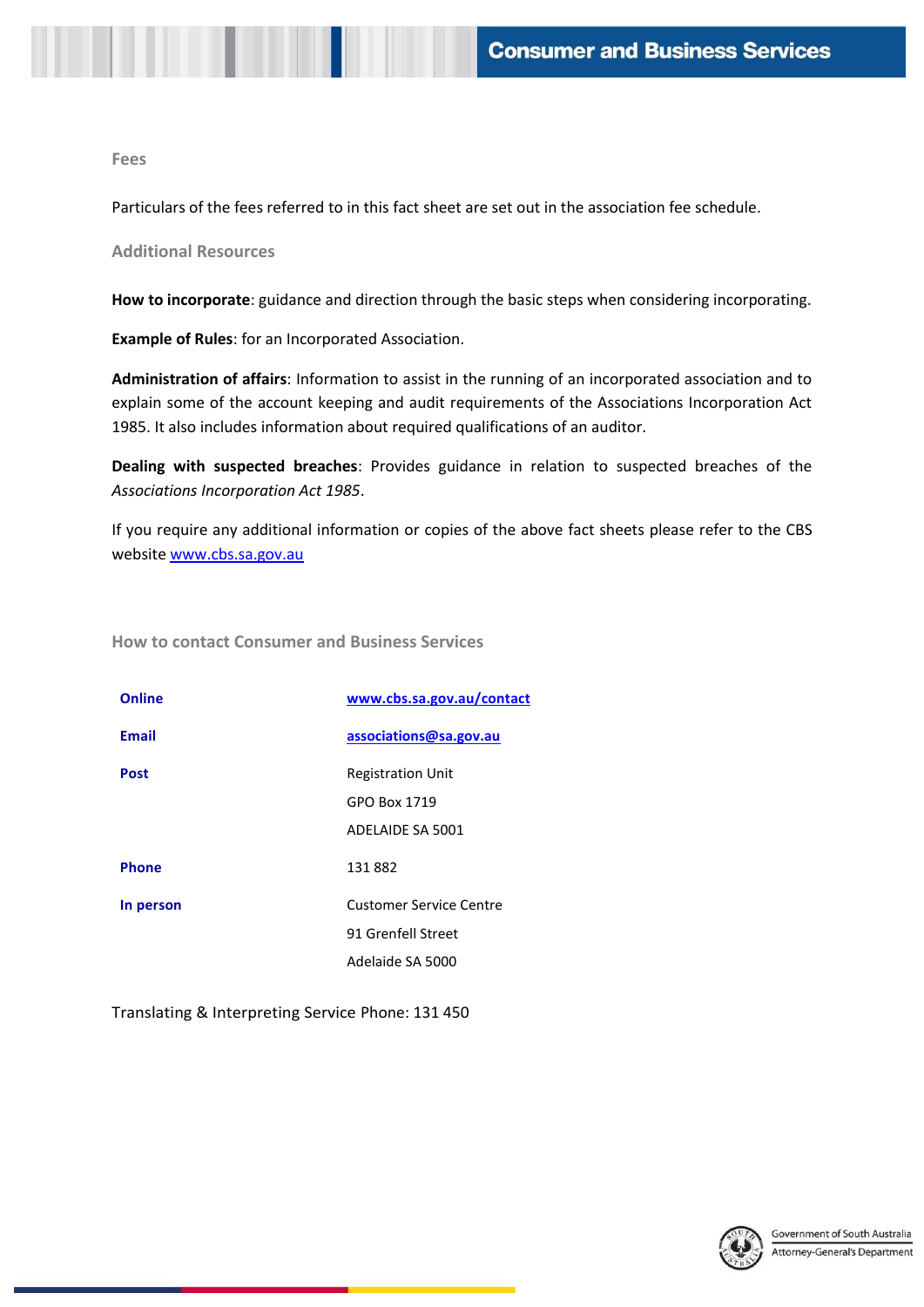## Fees

Particulars of the fees referred to in this fact sheet are set out in the association fee schedule.

## Additional Resources

**How to incorporate**: guidance and direction through the basic steps when considering incorporating.

**Example of Rules**: for an Incorporated Association.

**Administration of affairs**: Information to assist in the running of an incorporated association and to explain some of the account keeping and audit requirements of the Associations Incorporation Act 1985. It also includes information about required qualifications of an auditor.

**Dealing with suspected breaches**: Provides guidance in relation to suspected breaches of the *Associations Incorporation Act 1985*.

If you require any additional information or copies of the above fact sheets please refer to the CBS website www.cbs.sa.gov.au

## How to contact Consumer and Business Services

| | |
|---|---|
| **Online** | www.cbs.sa.gov.au/contact |
| **Email** | associations@sa.gov.au |
| **Post** | Registration Unit<br>GPO Box 1719<br>ADELAIDE SA 5001 |
| **Phone** | 131 882 |
| **In person** | Customer Service Centre<br>91 Grenfell Street<br>Adelaide SA 5000 |

Translating & Interpreting Service Phone: 131 450